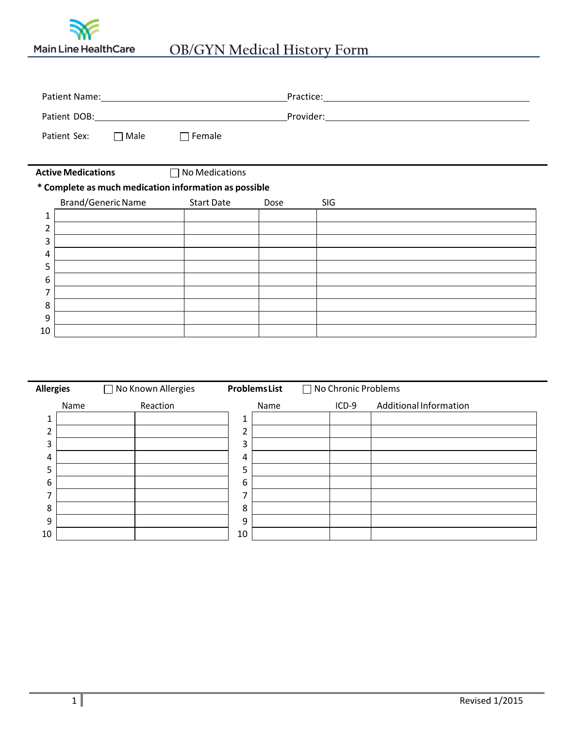Main Line HealthCare

# OB/GYN Medical History Form

Patient Name: ______________________________ Practice: ______________________________

Patient DOB: ______________________________ Provider: ______________________________

Patient Sex: ☐ Male ☐ Female

**Active Medications** ☐ No Medications

**\* Complete as much medication information as possible**

| | Brand/Generic Name | Start Date | Dose | SIG |
|---|---|---|---|---|
| 1 | | | | |
| 2 | | | | |
| 3 | | | | |
| 4 | | | | |
| 5 | | | | |
| 6 | | | | |
| 7 | | | | |
| 8 | | | | |
| 9 | | | | |
| 10 | | | | |

**Allergies** ☐ No Known Allergies

| | Name | Reaction |
|---|---|---|
| 1 | | |
| 2 | | |
| 3 | | |
| 4 | | |
| 5 | | |
| 6 | | |
| 7 | | |
| 8 | | |
| 9 | | |
| 10 | | |

**Problems List** ☐ No Chronic Problems

| | Name | ICD-9 | Additional Information |
|---|---|---|---|
| 1 | | | |
| 2 | | | |
| 3 | | | |
| 4 | | | |
| 5 | | | |
| 6 | | | |
| 7 | | | |
| 8 | | | |
| 9 | | | |
| 10 | | | |

Revised 1/2015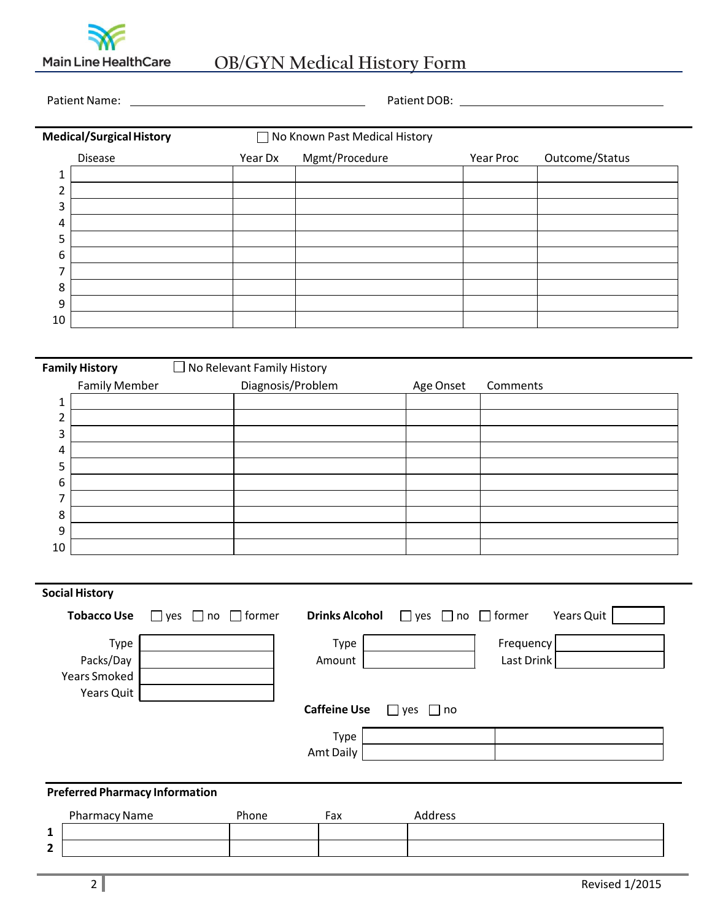Main Line HealthCare

# OB/GYN Medical History Form

Patient Name: ______________________ Patient DOB: ______________________

## Medical/Surgical History

☐ No Known Past Medical History

| | Disease | Year Dx | Mgmt/Procedure | Year Proc | Outcome/Status |
|---|---|---|---|---|---|
| 1 | | | | | |
| 2 | | | | | |
| 3 | | | | | |
| 4 | | | | | |
| 5 | | | | | |
| 6 | | | | | |
| 7 | | | | | |
| 8 | | | | | |
| 9 | | | | | |
| 10 | | | | | |

## Family History

☐ No Relevant Family History

| | Family Member | Diagnosis/Problem | Age Onset | Comments |
|---|---|---|---|---|
| 1 | | | | |
| 2 | | | | |
| 3 | | | | |
| 4 | | | | |
| 5 | | | | |
| 6 | | | | |
| 7 | | | | |
| 8 | | | | |
| 9 | | | | |
| 10 | | | | |

## Social History

**Tobacco Use** ☐ yes ☐ no ☐ former

| | |
|---|---|
| Type | |
| Packs/Day | |
| Years Smoked | |
| Years Quit | |

**Drinks Alcohol** ☐ yes ☐ no ☐ former Years Quit ______

| | | | |
|---|---|---|---|
| Type | | Frequency | |
| Amount | | Last Drink | |

**Caffeine Use** ☐ yes ☐ no

| | | |
|---|---|---|
| Type | | |
| Amt Daily | | |

## Preferred Pharmacy Information

| | Pharmacy Name | Phone | Fax | Address |
|---|---|---|---|---|
| **1** | | | | |
| **2** | | | | |

Revised 1/2015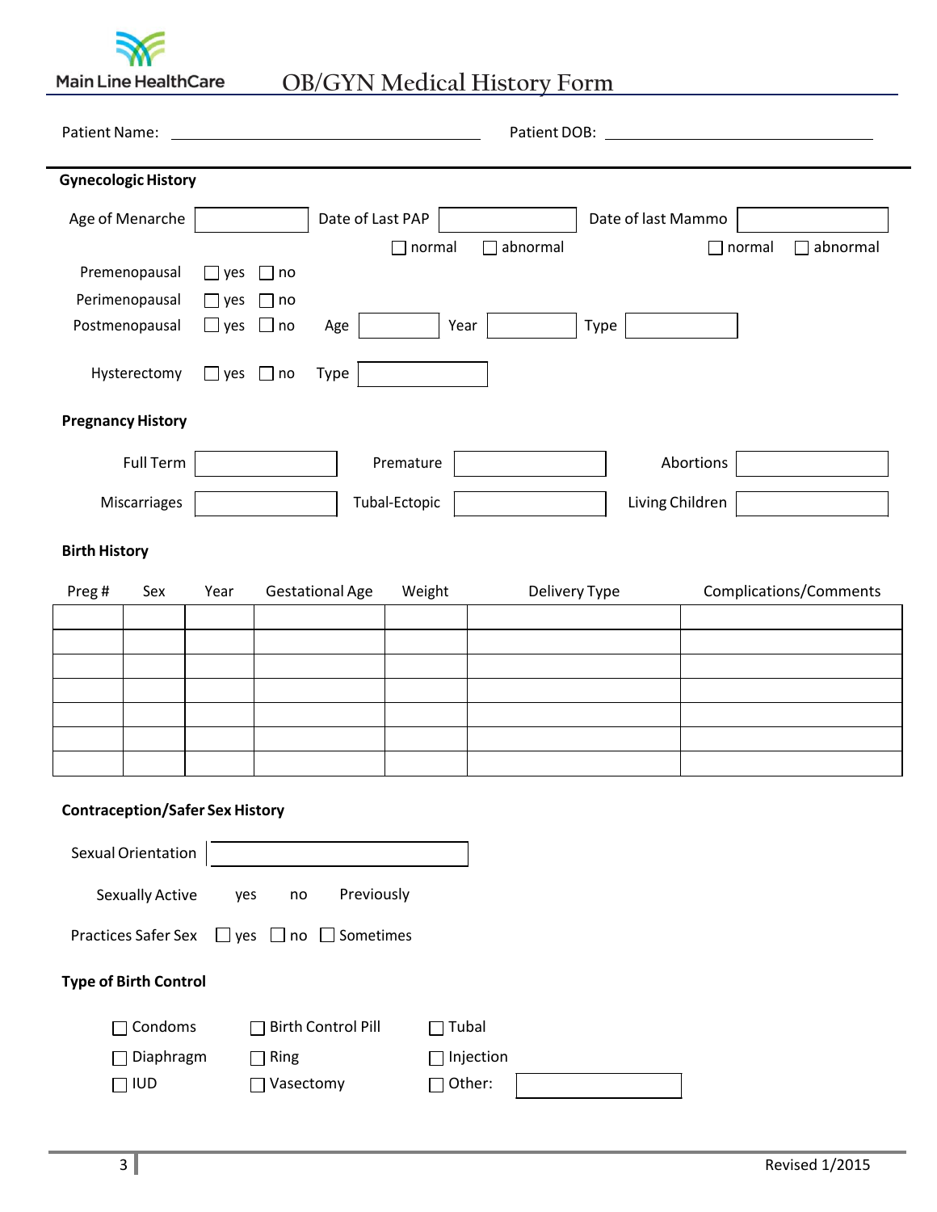Main Line HealthCare

# OB/GYN Medical History Form

Patient Name: ______________________ Patient DOB: ______________________

## Gynecologic History

Age of Menarche [ ] Date of Last PAP [ ] ☐ normal ☐ abnormal Date of last Mammo [ ] ☐ normal ☐ abnormal

Premenopausal ☐ yes ☐ no

Perimenopausal ☐ yes ☐ no

Postmenopausal ☐ yes ☐ no Age [ ] Year [ ] Type [ ]

Hysterectomy ☐ yes ☐ no Type [ ]

## Pregnancy History

Full Term [ ] Premature [ ] Abortions [ ]

Miscarriages [ ] Tubal-Ectopic [ ] Living Children [ ]

## Birth History

| Preg # | Sex | Year | Gestational Age | Weight | Delivery Type | Complications/Comments |
|---|---|---|---|---|---|---|
| | | | | | | |
| | | | | | | |
| | | | | | | |
| | | | | | | |
| | | | | | | |
| | | | | | | |
| | | | | | | |

## Contraception/Safer Sex History

Sexual Orientation [ ]

Sexually Active yes no Previously

Practices Safer Sex ☐ yes ☐ no ☐ Sometimes

## Type of Birth Control

☐ Condoms ☐ Birth Control Pill ☐ Tubal

☐ Diaphragm ☐ Ring ☐ Injection

☐ IUD ☐ Vasectomy ☐ Other: [ ]

Revised 1/2015